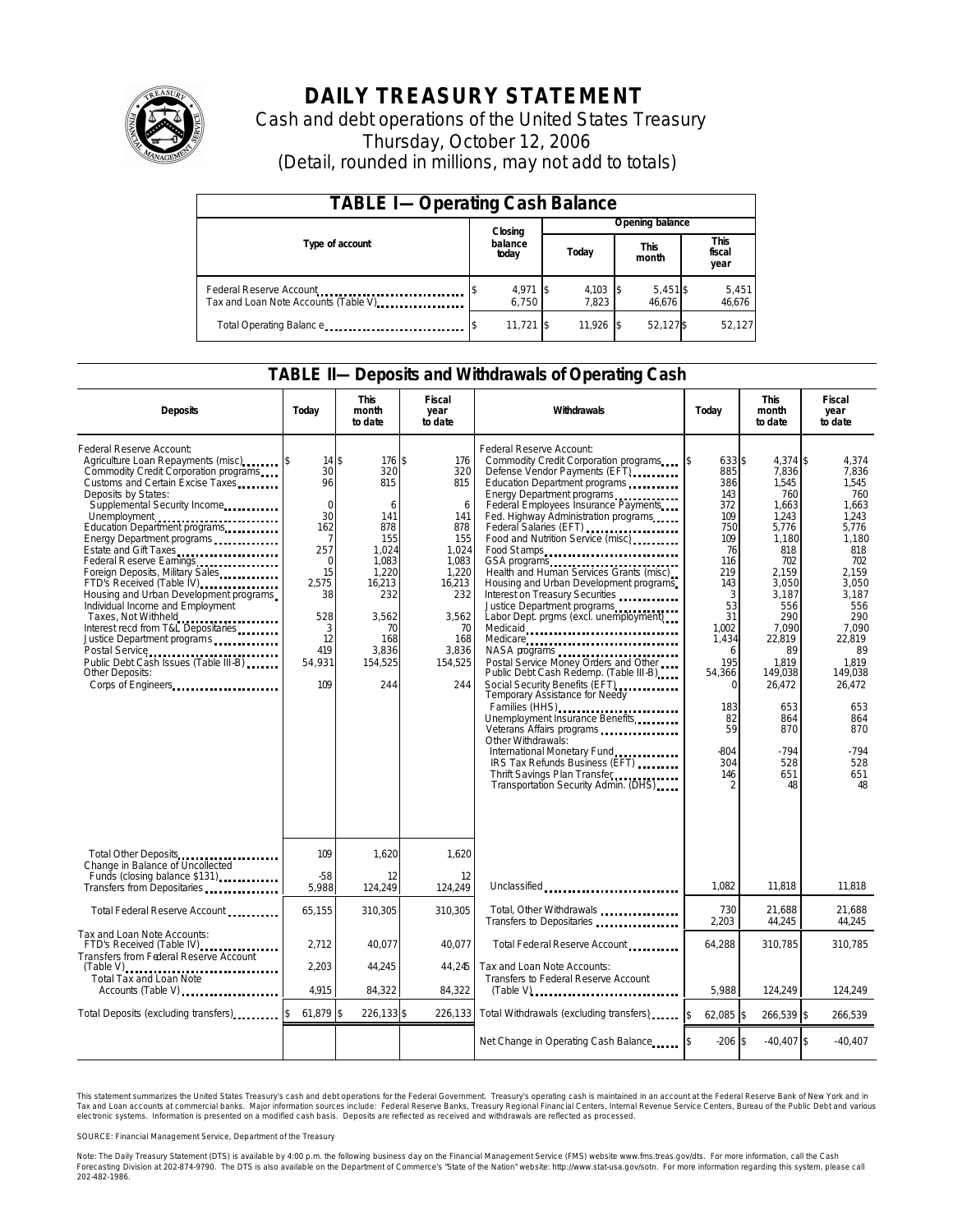# DAILY TREASURY STATEMENT

Cash and debt operations of the United States Treasury

Thursday, October 12, 2006

(Detail, rounded in millions, may not add to totals)

## TABLE I—Operating Cash Balance

| Type of account | Closing balance today | Opening balance Today | Opening balance This month | Opening balance This fiscal year |
|---|---|---|---|---|
| Federal Reserve Account | $ 4,971 | $ 4,103 | $ 5,451 | $ 5,451 |
| Tax and Loan Note Accounts (Table V) | 6,750 | 7,823 | 46,676 | 46,676 |
| Total Operating Balance | $ 11,721 | $ 11,926 | $ 52,127 | $ 52,127 |

## TABLE II—Deposits and Withdrawals of Operating Cash

| Deposits | Today | This month to date | Fiscal year to date | Withdrawals | Today | This month to date | Fiscal year to date |
|---|---|---|---|---|---|---|---|
| Federal Reserve Account: | | | | Federal Reserve Account: | | | |
| Agriculture Loan Repayments (misc) | $ 14 | $ 176 | $ 176 | Commodity Credit Corporation programs | $ 633 | $ 4,374 | $ 4,374 |
| Commodity Credit Corporation programs | 30 | 320 | 320 | Defense Vendor Payments (EFT) | 885 | 7,836 | 7,836 |
| Customs and Certain Excise Taxes | 96 | 815 | 815 | Education Department programs | 386 | 1,545 | 1,545 |
| Deposits by States: | | | | Energy Department programs | 143 | 760 | 760 |
| Supplemental Security Income | 0 | 6 | 6 | Federal Employees Insurance Payments | 372 | 1,663 | 1,663 |
| Unemployment | 30 | 141 | 141 | Fed. Highway Administration programs | 109 | 1,243 | 1,243 |
| Education Department programs | 162 | 878 | 878 | Federal Salaries (EFT) | 750 | 5,776 | 5,776 |
| Energy Department programs | 7 | 155 | 155 | Food and Nutrition Service (misc) | 109 | 1,180 | 1,180 |
| Estate and Gift Taxes | 257 | 1,024 | 1,024 | Food Stamps | 76 | 818 | 818 |
| Federal Reserve Earnings | 0 | 1,083 | 1,083 | GSA programs | 116 | 702 | 702 |
| Foreign Deposits, Military Sales | 15 | 1,220 | 1,220 | Health and Human Services Grants (misc) | 219 | 2,159 | 2,159 |
| FTD's Received (Table IV) | 2,575 | 16,213 | 16,213 | Housing and Urban Development programs | 143 | 3,050 | 3,050 |
| Housing and Urban Development programs | 38 | 232 | 232 | Interest on Treasury Securities | 3 | 3,187 | 3,187 |
| Individual Income and Employment Taxes, Not Withheld | 528 | 3,562 | 3,562 | Justice Department programs | 53 | 556 | 556 |
| Interest recd from T&L Depositaries | 3 | 70 | 70 | Labor Dept. prgms (excl. unemployment) | 31 | 290 | 290 |
| Justice Department programs | 12 | 168 | 168 | Medicaid | 1,002 | 7,090 | 7,090 |
| Postal Service | 419 | 3,836 | 3,836 | Medicare | 1,434 | 22,819 | 22,819 |
| Public Debt Cash Issues (Table III-B) | 54,931 | 154,525 | 154,525 | NASA programs | 6 | 89 | 89 |
| Other Deposits: | | | | Postal Service Money Orders and Other | 195 | 1,819 | 1,819 |
| Corps of Engineers | 109 | 244 | 244 | Public Debt Cash Redemp. (Table III-B) | 54,366 | 149,038 | 149,038 |
| | | | | Social Security Benefits (EFT) | 0 | 26,472 | 26,472 |
| | | | | Temporary Assistance for Needy Families (HHS) | 183 | 653 | 653 |
| | | | | Unemployment Insurance Benefits | 82 | 864 | 864 |
| | | | | Veterans Affairs programs | 59 | 870 | 870 |
| | | | | Other Withdrawals: | | | |
| | | | | International Monetary Fund | -804 | -794 | -794 |
| | | | | IRS Tax Refunds Business (EFT) | 304 | 528 | 528 |
| | | | | Thrift Savings Plan Transfer | 146 | 651 | 651 |
| | | | | Transportation Security Admin. (DHS) | 2 | 48 | 48 |
| Total Other Deposits | 109 | 1,620 | 1,620 | | | | |
| Change in Balance of Uncollected Funds (closing balance $131) | -58 | 12 | 12 | | | | |
| Transfers from Depositaries | 5,988 | 124,249 | 124,249 | Unclassified | 1,082 | 11,818 | 11,818 |
| Total Federal Reserve Account | 65,155 | 310,305 | 310,305 | Total, Other Withdrawals | 730 | 21,688 | 21,688 |
| | | | | Transfers to Depositaries | 2,203 | 44,245 | 44,245 |
| Tax and Loan Note Accounts: | | | | | | | |
| FTD's Received (Table IV) | 2,712 | 40,077 | 40,077 | Total Federal Reserve Account | 64,288 | 310,785 | 310,785 |
| Transfers from Federal Reserve Account (Table V) | 2,203 | 44,245 | 44,245 | Tax and Loan Note Accounts: | | | |
| Total Tax and Loan Note Accounts (Table V) | 4,915 | 84,322 | 84,322 | Transfers to Federal Reserve Account (Table V) | 5,988 | 124,249 | 124,249 |
| Total Deposits (excluding transfers) | $ 61,879 | $ 226,133 | $ 226,133 | Total Withdrawals (excluding transfers) | $ 62,085 | $ 266,539 | $ 266,539 |
| | | | | Net Change in Operating Cash Balance | $ -206 | $ -40,407 | $ -40,407 |

This statement summarizes the United States Treasury's cash and debt operations for the Federal Government. Treasury's operating cash is maintained in an account at the Federal Reserve Bank of New York and in Tax and Loan accounts at commercial banks. Major information sources include: Federal Reserve Banks, Treasury Regional Financial Centers, Internal Revenue Service Centers, Bureau of the Public Debt and various electronic systems. Information is presented on a modified cash basis. Deposits are reflected as received and withdrawals are reflected as processed.

SOURCE: Financial Management Service, Department of the Treasury

Note: The Daily Treasury Statement (DTS) is available by 4:00 p.m. the following business day on the Financial Management Service (FMS) website www.fms.treas.gov/dts. For more information, call the Cash Forecasting Division at 202-874-9790. The DTS is also available on the Department of Commerce's "State of the Nation" website: http://www.stat-usa.gov/sotn. For more information regarding this system, please call 202-482-1986.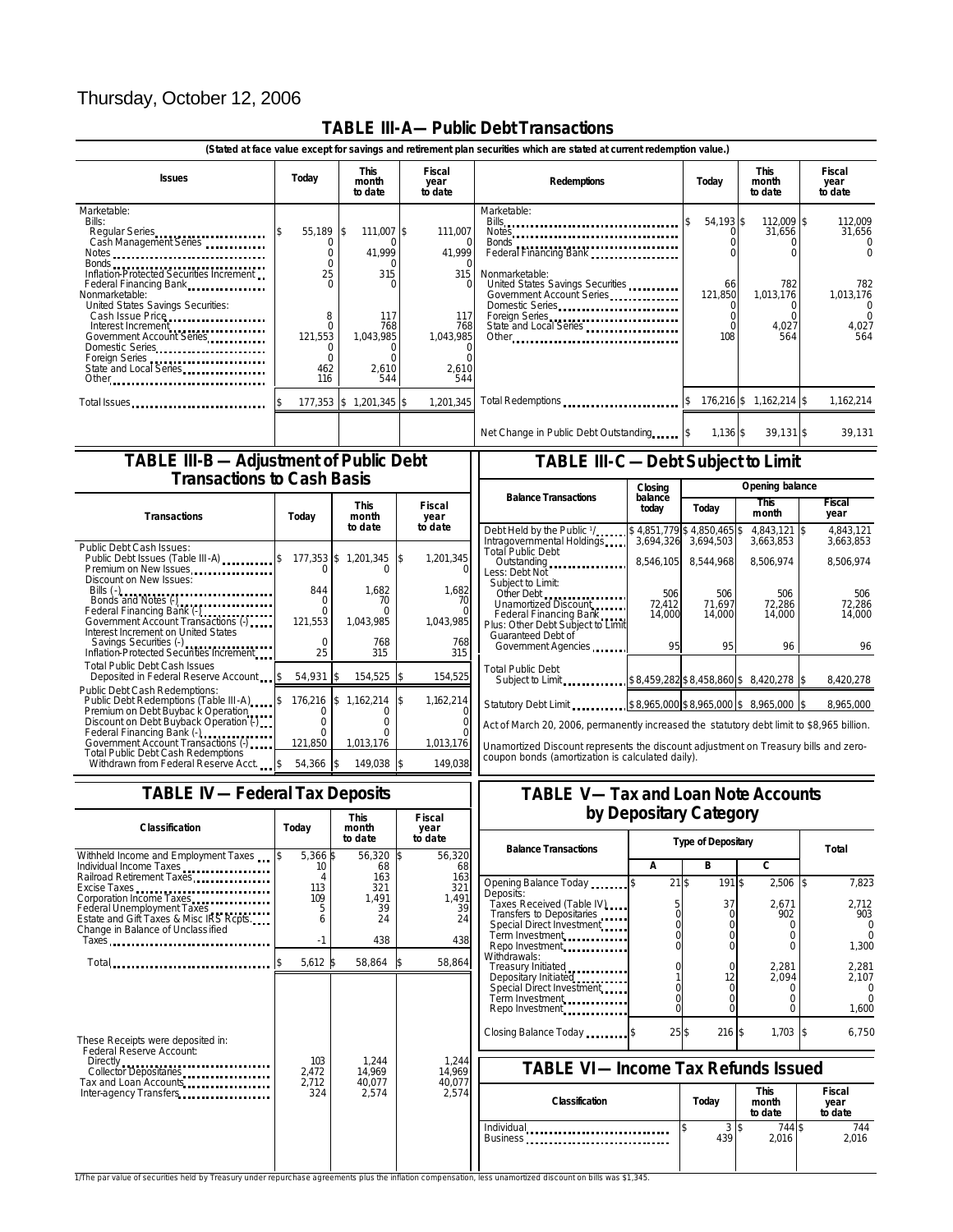Thursday, October 12, 2006

## TABLE III-A— Public Debt Transactions

(Stated at face value except for savings and retirement plan securities which are stated at current redemption value.)

| Issues | Today | This month to date | Fiscal year to date | Redemptions | Today | This month to date | Fiscal year to date |
|---|---|---|---|---|---|---|---|
| Marketable: | | | | Marketable: | | | |
| Bills: | | | | Bills | $ 54,193 | $ 112,009 | $ 112,009 |
| Regular Series | $ 55,189 | $ 111,007 | $ 111,007 | Notes | 0 | 31,656 | 31,656 |
| Cash Management Series | 0 | 0 | 0 | Bonds | 0 | 0 | 0 |
| Notes | 0 | 41,999 | 41,999 | Federal Financing Bank | 0 | 0 | 0 |
| Bonds | 0 | 0 | 0 | | | | |
| Inflation-Protected Securities Increment | 25 | 315 | 315 | Nonmarketable: | | | |
| Federal Financing Bank | 0 | 0 | 0 | United States Savings Securities | 66 | 782 | 782 |
| Nonmarketable: | | | | Government Account Series | 121,850 | 1,013,176 | 1,013,176 |
| United States Savings Securities: | | | | Domestic Series | 0 | 0 | 0 |
| Cash Issue Price | 8 | 117 | 117 | Foreign Series | 0 | 0 | 0 |
| Interest Increment | 0 | 768 | 768 | State and Local Series | 0 | 4,027 | 4,027 |
| Government Account Series | 121,553 | 1,043,985 | 1,043,985 | Other | 108 | 564 | 564 |
| Domestic Series | 0 | 0 | 0 | | | | |
| Foreign Series | 0 | 0 | 0 | | | | |
| State and Local Series | 462 | 2,610 | 2,610 | | | | |
| Other | 116 | 544 | 544 | | | | |
| Total Issues | $ 177,353 | $ 1,201,345 | $ 1,201,345 | Total Redemptions | $ 176,216 | $ 1,162,214 | $ 1,162,214 |
| | | | | Net Change in Public Debt Outstanding | $ 1,136 | $ 39,131 | $ 39,131 |

## TABLE III-B — Adjustment of Public Debt Transactions to Cash Basis

| Transactions | Today | This month to date | Fiscal year to date |
|---|---|---|---|
| Public Debt Cash Issues: | | | |
| Public Debt Issues (Table III-A) | $ 177,353 | $ 1,201,345 | $ 1,201,345 |
| Premium on New Issues | 0 | 0 | 0 |
| Discount on New Issues: | | | |
| Bills (-) | 844 | 1,682 | 1,682 |
| Bonds and Notes (-) | 0 | 70 | 70 |
| Federal Financing Bank (-) | 0 | 0 | 0 |
| Government Account Transactions (-) | 121,553 | 1,043,985 | 1,043,985 |
| Interest Increment on United States Savings Securities (-) | 0 | 768 | 768 |
| Inflation-Protected Securities Increment | 25 | 315 | 315 |
| Total Public Debt Cash Issues Deposited in Federal Reserve Account | $ 54,931 | $ 154,525 | $ 154,525 |
| Public Debt Cash Redemptions: | | | |
| Public Debt Redemptions (Table III-A) | $ 176,216 | $ 1,162,214 | $ 1,162,214 |
| Premium on Debt Buyback Operation | 0 | 0 | 0 |
| Discount on Debt Buyback Operation (-) | 0 | 0 | 0 |
| Federal Financing Bank (-) | 0 | 0 | 0 |
| Government Account Transactions (-) | 121,850 | 1,013,176 | 1,013,176 |
| Total Public Debt Cash Redemptions Withdrawn from Federal Reserve Acct. | $ 54,366 | $ 149,038 | $ 149,038 |

## TABLE III-C — Debt Subject to Limit

| Balance Transactions | Closing balance today | Opening balance Today | Opening balance This month | Opening balance Fiscal year |
|---|---|---|---|---|
| Debt Held by the Public [1] | $ 4,851,779 | $ 4,850,465 | $ 4,843,121 | $ 4,843,121 |
| Intragovernmental Holdings | 3,694,326 | 3,694,503 | 3,663,853 | 3,663,853 |
| Total Public Debt Outstanding | 8,546,105 | 8,544,968 | 8,506,974 | 8,506,974 |
| Less: Debt Not Subject to Limit: | | | | |
| Other Debt | 506 | 506 | 506 | 506 |
| Unamortized Discount | 72,412 | 71,697 | 72,286 | 72,286 |
| Federal Financing Bank | 14,000 | 14,000 | 14,000 | 14,000 |
| Plus: Other Debt Subject to Limit | | | | |
| Guaranteed Debt of Government Agencies | 95 | 95 | 96 | 96 |
| Total Public Debt Subject to Limit | $ 8,459,282 | $ 8,458,860 | $ 8,420,278 | $ 8,420,278 |
| Statutory Debt Limit | $ 8,965,000 | $ 8,965,000 | $ 8,965,000 | $ 8,965,000 |

Act of March 20, 2006, permanently increased the statutory debt limit to $8,965 billion.

Unamortized Discount represents the discount adjustment on Treasury bills and zero-coupon bonds (amortization is calculated daily).

## TABLE IV — Federal Tax Deposits

| Classification | Today | This month to date | Fiscal year to date |
|---|---|---|---|
| Withheld Income and Employment Taxes | $ 5,366 | $ 56,320 | $ 56,320 |
| Individual Income Taxes | 10 | 68 | 68 |
| Railroad Retirement Taxes | 4 | 163 | 163 |
| Excise Taxes | 113 | 321 | 321 |
| Corporation Income Taxes | 109 | 1,491 | 1,491 |
| Federal Unemployment Taxes | 5 | 39 | 39 |
| Estate and Gift Taxes & Misc IRS Rcpts. | 6 | 24 | 24 |
| Change in Balance of Unclassified Taxes | -1 | 438 | 438 |
| Total | $ 5,612 | $ 58,864 | $ 58,864 |
| These Receipts were deposited in: | | | |
| Federal Reserve Account: | | | |
| Directly | 103 | 1,244 | 1,244 |
| Collector Depositaries | 2,472 | 14,969 | 14,969 |
| Tax and Loan Accounts | 2,712 | 40,077 | 40,077 |
| Inter-agency Transfers | 324 | 2,574 | 2,574 |

## TABLE V— Tax and Loan Note Accounts by Depositary Category

| Balance Transactions | Type of Depositary A | Type of Depositary B | Type of Depositary C | Total |
|---|---|---|---|---|
| Opening Balance Today | $ 21 | $ 191 | $ 2,506 | $ 7,823 |
| Deposits: | | | | |
| Taxes Received (Table IV) | 5 | 37 | 2,671 | 2,712 |
| Transfers to Depositaries | 0 | 0 | 902 | 903 |
| Special Direct Investment | 0 | 0 | 0 | 0 |
| Term Investment | 0 | 0 | 0 | 0 |
| Repo Investment | 0 | 0 | 0 | 1,300 |
| Withdrawals: | | | | |
| Treasury Initiated | 0 | 0 | 2,281 | 2,281 |
| Depositary Initiated | 1 | 12 | 2,094 | 2,107 |
| Special Direct Investment | 0 | 0 | 0 | 0 |
| Term Investment | 0 | 0 | 0 | 0 |
| Repo Investment | 0 | 0 | 0 | 1,600 |
| Closing Balance Today | $ 25 | $ 216 | $ 1,703 | $ 6,750 |

## TABLE VI— Income Tax Refunds Issued

| Classification | Today | This month to date | Fiscal year to date |
|---|---|---|---|
| Individual | $ 3 | $ 744 | $ 744 |
| Business | 439 | 2,016 | 2,016 |

1/The par value of securities held by Treasury under repurchase agreements plus the inflation compensation, less unamortized discount on bills was $1,345.